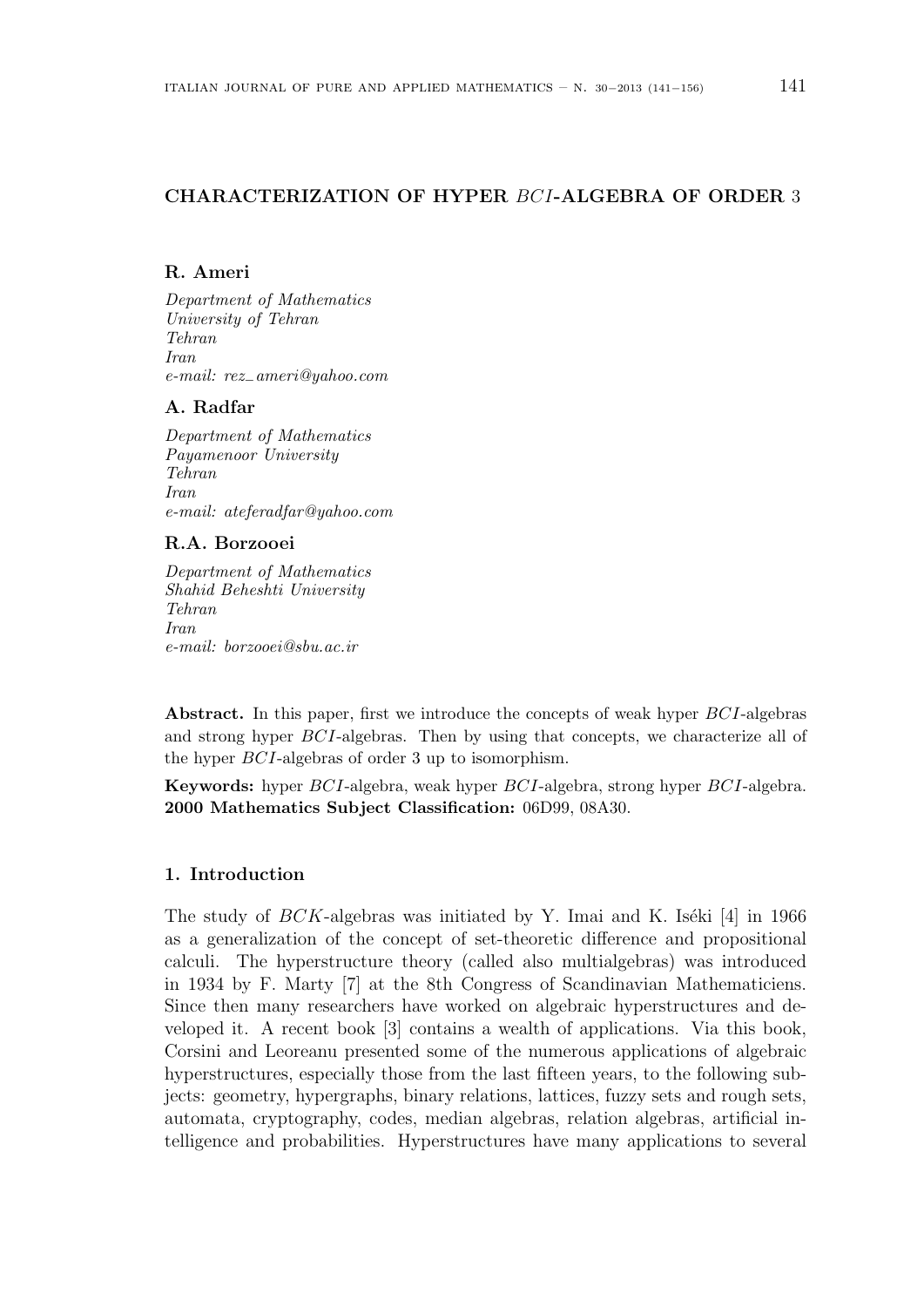# CHARACTERIZATION OF HYPER $BCI$-ALGEBRA OF ORDER 3

**R. Ameri**

*Department of Mathematics*
*University of Tehran*
*Tehran*
*Iran*
*e-mail: rez_ameri@yahoo.com*

**A. Radfar**

*Department of Mathematics*
*Payamenoor University*
*Tehran*
*Iran*
*e-mail: ateferadfar@yahoo.com*

**R.A. Borzooei**

*Department of Mathematics*
*Shahid Beheshti University*
*Tehran*
*Iran*
*e-mail: borzooei@sbu.ac.ir*

**Abstract.** In this paper, first we introduce the concepts of weak hyper $BCI$-algebras and strong hyper $BCI$-algebras. Then by using that concepts, we characterize all of the hyper $BCI$-algebras of order 3 up to isomorphism.

**Keywords:** hyper $BCI$-algebra, weak hyper $BCI$-algebra, strong hyper $BCI$-algebra.
**2000 Mathematics Subject Classification:** 06D99, 08A30.

## 1. Introduction

The study of $BCK$-algebras was initiated by Y. Imai and K. Iséki [4] in 1966 as a generalization of the concept of set-theoretic difference and propositional calculi. The hyperstructure theory (called also multialgebras) was introduced in 1934 by F. Marty [7] at the 8th Congress of Scandinavian Mathematiciens. Since then many researchers have worked on algebraic hyperstructures and developed it. A recent book [3] contains a wealth of applications. Via this book, Corsini and Leoreanu presented some of the numerous applications of algebraic hyperstructures, especially those from the last fifteen years, to the following subjects: geometry, hypergraphs, binary relations, lattices, fuzzy sets and rough sets, automata, cryptography, codes, median algebras, relation algebras, artificial intelligence and probabilities. Hyperstructures have many applications to several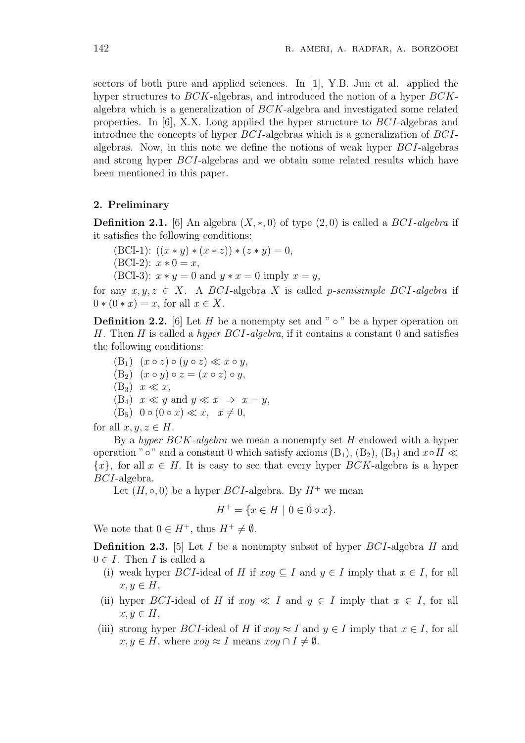sectors of both pure and applied sciences. In [1], Y.B. Jun et al. applied the hyper structures to $BCK$-algebras, and introduced the notion of a hyper $BCK$-algebra which is a generalization of $BCK$-algebra and investigated some related properties. In [6], X.X. Long applied the hyper structure to $BCI$-algebras and introduce the concepts of hyper $BCI$-algebras which is a generalization of $BCI$-algebras. Now, in this note we define the notions of weak hyper $BCI$-algebras and strong hyper $BCI$-algebras and we obtain some related results which have been mentioned in this paper.

## 2. Preliminary

**Definition 2.1.** [6] An algebra $(X, *, 0)$ of type $(2, 0)$ is called a *$BCI$-algebra* if it satisfies the following conditions:

(BCI-1): $((x * y) * (x * z)) * (z * y) = 0$,

(BCI-2): $x * 0 = x$,

(BCI-3): $x * y = 0$ and $y * x = 0$ imply $x = y$,

for any $x, y, z \in X$. A $BCI$-algebra $X$ is called *p-semisimple $BCI$-algebra* if $0 * (0 * x) = x$, for all $x \in X$.

**Definition 2.2.** [6] Let $H$ be a nonempty set and " $\circ$ " be a hyper operation on $H$. Then $H$ is called a *hyper $BCI$-algebra*, if it contains a constant 0 and satisfies the following conditions:

($B_1$) $(x \circ z) \circ (y \circ z) \ll x \circ y$,

($B_2$) $(x \circ y) \circ z = (x \circ z) \circ y$,

($B_3$) $x \ll x$,

($B_4$) $x \ll y$ and $y \ll x \Rightarrow x = y$,

($B_5$) $0 \circ (0 \circ x) \ll x, \quad x \neq 0$,

for all $x, y, z \in H$.

By a *hyper $BCK$-algebra* we mean a nonempty set $H$ endowed with a hyper operation "$\circ$" and a constant 0 which satisfy axioms ($B_1$), ($B_2$), ($B_4$) and $x \circ H \ll \{x\}$, for all $x \in H$. It is easy to see that every hyper $BCK$-algebra is a hyper $BCI$-algebra.

Let $(H, \circ, 0)$ be a hyper $BCI$-algebra. By $H^+$ we mean

$$H^+ = \{x \in H \mid 0 \in 0 \circ x\}.$$

We note that $0 \in H^+$, thus $H^+ \neq \emptyset$.

**Definition 2.3.** [5] Let $I$ be a nonempty subset of hyper $BCI$-algebra $H$ and $0 \in I$. Then $I$ is called a

(i) weak hyper $BCI$-ideal of $H$ if $xoy \subseteq I$ and $y \in I$ imply that $x \in I$, for all $x, y \in H$,

(ii) hyper $BCI$-ideal of $H$ if $xoy \ll I$ and $y \in I$ imply that $x \in I$, for all $x, y \in H$,

(iii) strong hyper $BCI$-ideal of $H$ if $xoy \approx I$ and $y \in I$ imply that $x \in I$, for all $x, y \in H$, where $xoy \approx I$ means $xoy \cap I \neq \emptyset$.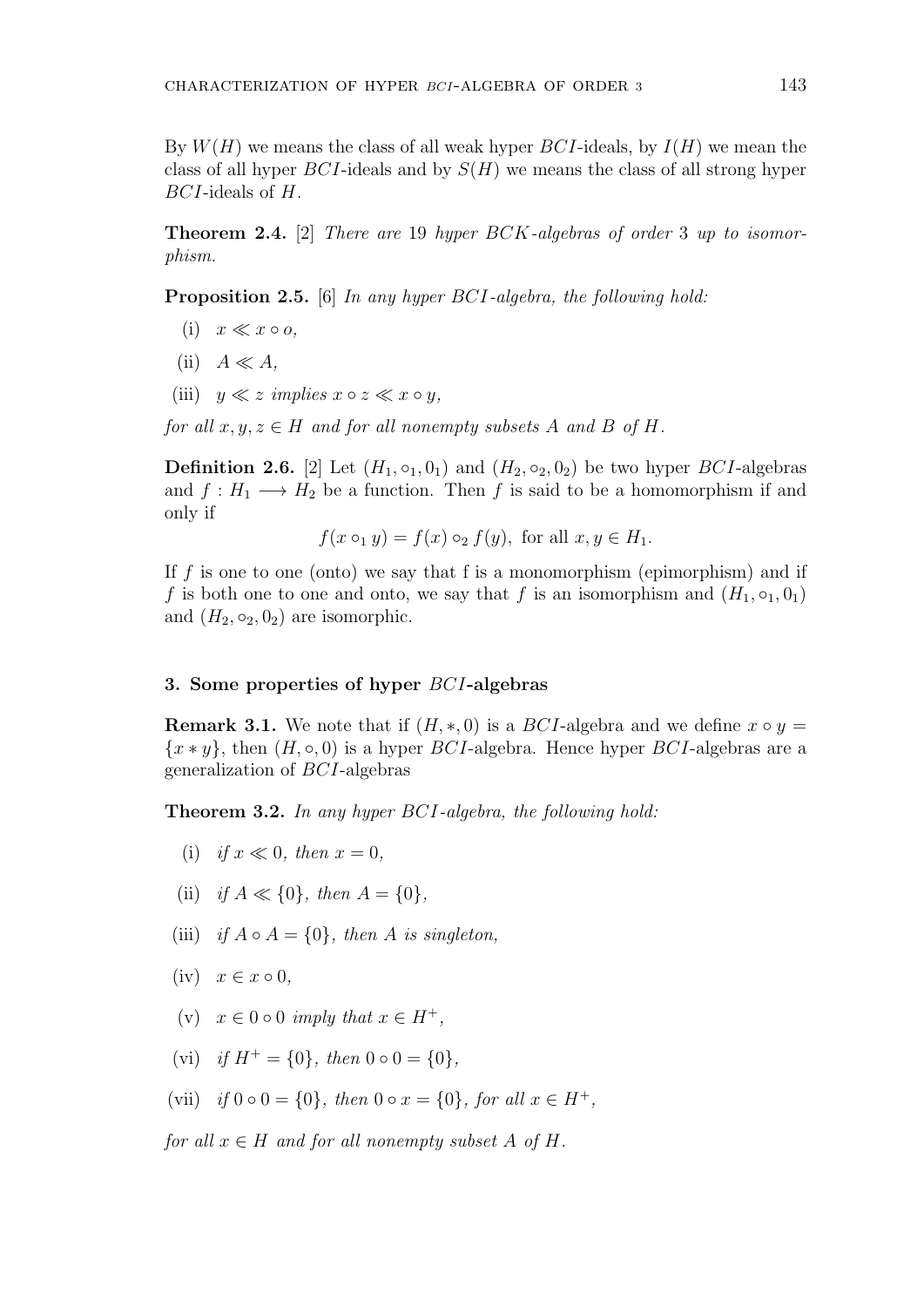By $W(H)$ we means the class of all weak hyper $BCI$-ideals, by $I(H)$ we mean the class of all hyper $BCI$-ideals and by $S(H)$ we means the class of all strong hyper $BCI$-ideals of $H$.

**Theorem 2.4.** [2] *There are* 19 *hyper* $BCK$*-algebras of order* 3 *up to isomorphism.*

**Proposition 2.5.** [6] *In any hyper* $BCI$*-algebra, the following hold:*

(i) $x \ll x \circ o$,

(ii) $A \ll A$,

(iii) $y \ll z$ *implies* $x \circ z \ll x \circ y$,

*for all* $x, y, z \in H$ *and for all nonempty subsets* $A$ *and* $B$ *of* $H$.

**Definition 2.6.** [2] Let $(H_1, \circ_1, 0_1)$ and $(H_2, \circ_2, 0_2)$ be two hyper $BCI$-algebras and $f : H_1 \longrightarrow H_2$ be a function. Then $f$ is said to be a homomorphism if and only if

$$f(x \circ_1 y) = f(x) \circ_2 f(y), \text{ for all } x, y \in H_1.$$

If $f$ is one to one (onto) we say that f is a monomorphism (epimorphism) and if $f$ is both one to one and onto, we say that $f$ is an isomorphism and $(H_1, \circ_1, 0_1)$ and $(H_2, \circ_2, 0_2)$ are isomorphic.

## 3. Some properties of hyper $BCI$-algebras

**Remark 3.1.** We note that if $(H, *, 0)$ is a $BCI$-algebra and we define $x \circ y = \{x * y\}$, then $(H, \circ, 0)$ is a hyper $BCI$-algebra. Hence hyper $BCI$-algebras are a generalization of $BCI$-algebras

**Theorem 3.2.** *In any hyper* $BCI$*-algebra, the following hold:*

(i) *if* $x \ll 0$, *then* $x = 0$,

(ii) *if* $A \ll \{0\}$, *then* $A = \{0\}$,

(iii) *if* $A \circ A = \{0\}$, *then* $A$ *is singleton,*

(iv) $x \in x \circ 0$,

(v) $x \in 0 \circ 0$ *imply that* $x \in H^+$,

(vi) *if* $H^+ = \{0\}$, *then* $0 \circ 0 = \{0\}$,

(vii) *if* $0 \circ 0 = \{0\}$, *then* $0 \circ x = \{0\}$, *for all* $x \in H^+$,

*for all* $x \in H$ *and for all nonempty subset* $A$ *of* $H$.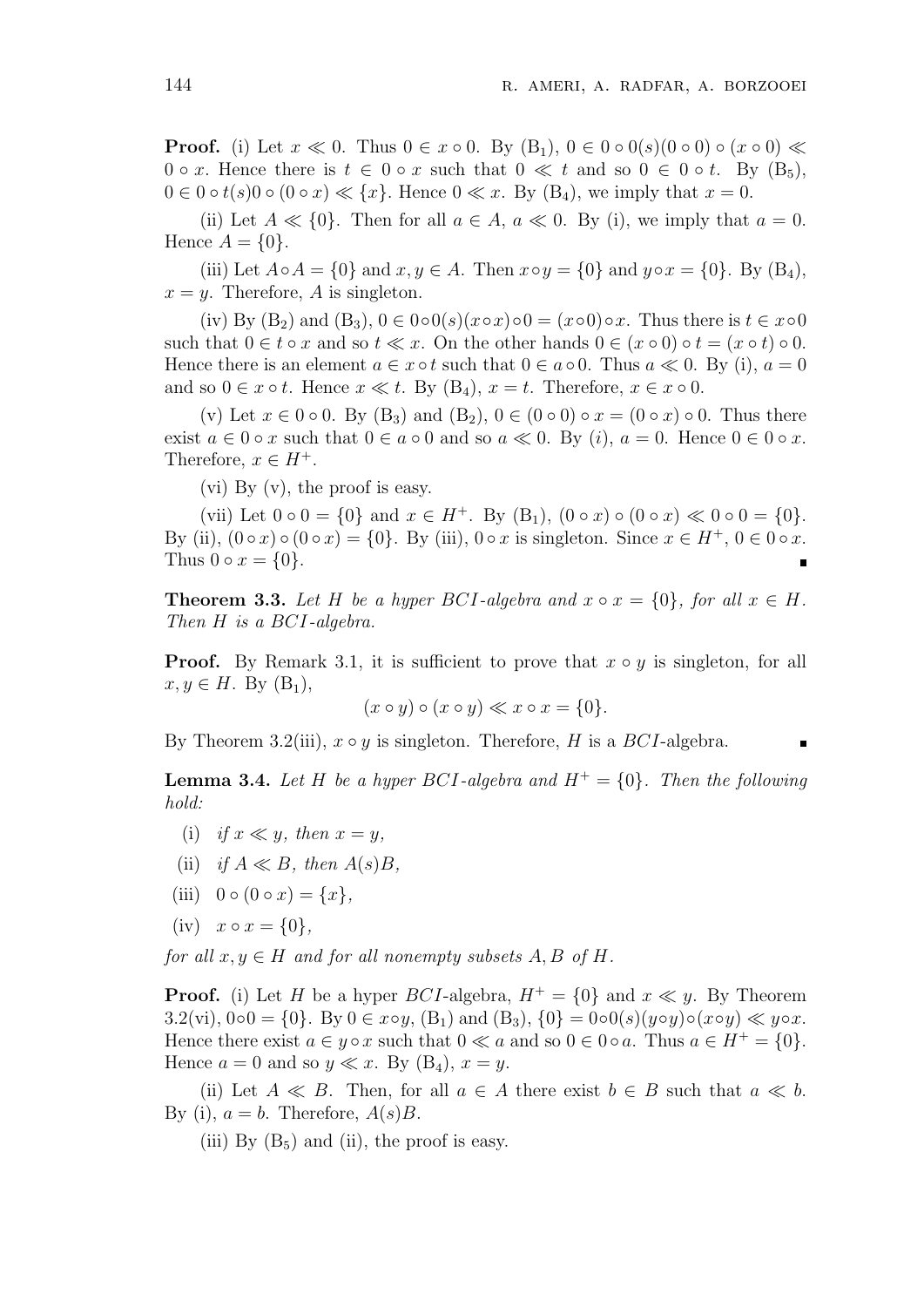**Proof.** (i) Let $x \ll 0$. Thus $0 \in x \circ 0$. By $(B_1)$, $0 \in 0 \circ 0(s)(0 \circ 0) \circ (x \circ 0) \ll 0 \circ x$. Hence there is $t \in 0 \circ x$ such that $0 \ll t$ and so $0 \in 0 \circ t$. By $(B_5)$, $0 \in 0 \circ t(s)0 \circ (0 \circ x) \ll \{x\}$. Hence $0 \ll x$. By $(B_4)$, we imply that $x = 0$.

(ii) Let $A \ll \{0\}$. Then for all $a \in A$, $a \ll 0$. By (i), we imply that $a = 0$. Hence $A = \{0\}$.

(iii) Let $A \circ A = \{0\}$ and $x, y \in A$. Then $x \circ y = \{0\}$ and $y \circ x = \{0\}$. By $(B_4)$, $x = y$. Therefore, $A$ is singleton.

(iv) By $(B_2)$ and $(B_3)$, $0 \in 0 \circ 0(s)(x \circ x) \circ 0 = (x \circ 0) \circ x$. Thus there is $t \in x \circ 0$ such that $0 \in t \circ x$ and so $t \ll x$. On the other hands $0 \in (x \circ 0) \circ t = (x \circ t) \circ 0$. Hence there is an element $a \in x \circ t$ such that $0 \in a \circ 0$. Thus $a \ll 0$. By (i), $a = 0$ and so $0 \in x \circ t$. Hence $x \ll t$. By $(B_4)$, $x = t$. Therefore, $x \in x \circ 0$.

(v) Let $x \in 0 \circ 0$. By $(B_3)$ and $(B_2)$, $0 \in (0 \circ 0) \circ x = (0 \circ x) \circ 0$. Thus there exist $a \in 0 \circ x$ such that $0 \in a \circ 0$ and so $a \ll 0$. By $(i)$, $a = 0$. Hence $0 \in 0 \circ x$. Therefore, $x \in H^+$.

(vi) By (v), the proof is easy.

(vii) Let $0 \circ 0 = \{0\}$ and $x \in H^+$. By $(B_1)$, $(0 \circ x) \circ (0 \circ x) \ll 0 \circ 0 = \{0\}$. By (ii), $(0 \circ x) \circ (0 \circ x) = \{0\}$. By (iii), $0 \circ x$ is singleton. Since $x \in H^+$, $0 \in 0 \circ x$. Thus $0 \circ x = \{0\}$. ∎

**Theorem 3.3.** *Let $H$ be a hyper $BCI$-algebra and $x \circ x = \{0\}$, for all $x \in H$. Then $H$ is a $BCI$-algebra.*

**Proof.** By Remark 3.1, it is sufficient to prove that $x \circ y$ is singleton, for all $x, y \in H$. By $(B_1)$,

$$(x \circ y) \circ (x \circ y) \ll x \circ x = \{0\}.$$

By Theorem 3.2(iii), $x \circ y$ is singleton. Therefore, $H$ is a $BCI$-algebra. ∎

**Lemma 3.4.** *Let $H$ be a hyper $BCI$-algebra and $H^+ = \{0\}$. Then the following hold:*

(i) *if $x \ll y$, then $x = y$,*

(ii) *if $A \ll B$, then $A(s)B$,*

(iii) $0 \circ (0 \circ x) = \{x\}$,

(iv) $x \circ x = \{0\}$,

*for all $x, y \in H$ and for all nonempty subsets $A, B$ of $H$.*

**Proof.** (i) Let $H$ be a hyper $BCI$-algebra, $H^+ = \{0\}$ and $x \ll y$. By Theorem 3.2(vi), $0 \circ 0 = \{0\}$. By $0 \in x \circ y$, $(B_1)$ and $(B_3)$, $\{0\} = 0 \circ 0(s)(y \circ y) \circ (x \circ y) \ll y \circ x$. Hence there exist $a \in y \circ x$ such that $0 \ll a$ and so $0 \in 0 \circ a$. Thus $a \in H^+ = \{0\}$. Hence $a = 0$ and so $y \ll x$. By $(B_4)$, $x = y$.

(ii) Let $A \ll B$. Then, for all $a \in A$ there exist $b \in B$ such that $a \ll b$. By (i), $a = b$. Therefore, $A(s)B$.

(iii) By $(B_5)$ and (ii), the proof is easy.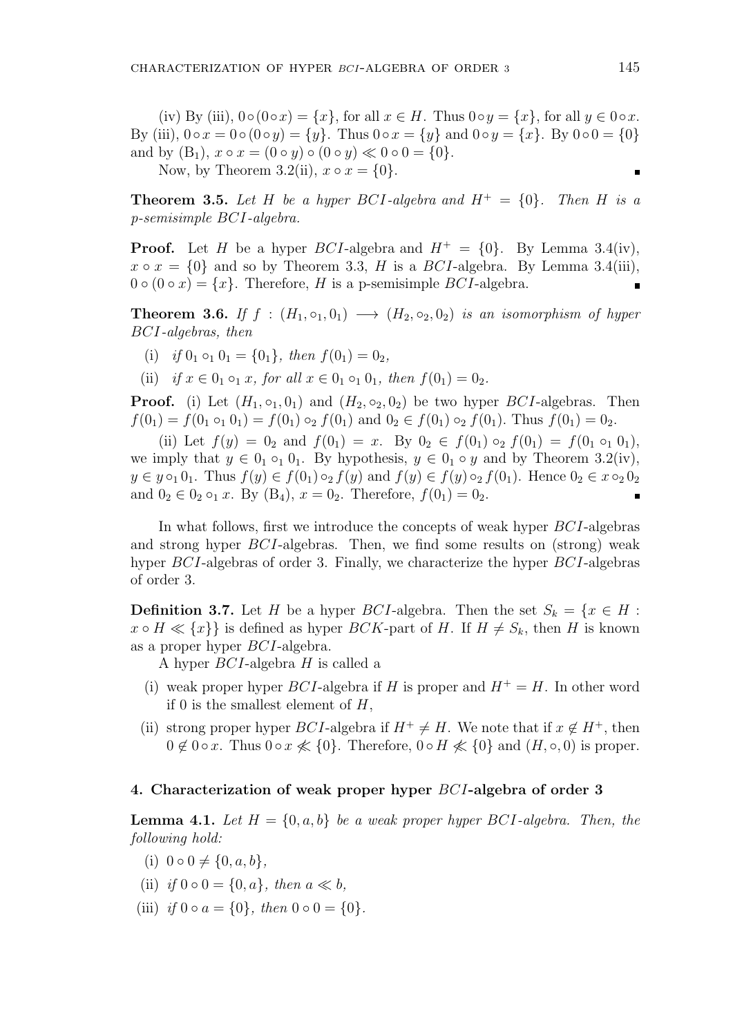(iv) By (iii), $0 \circ (0 \circ x) = \{x\}$, for all $x \in H$. Thus $0 \circ y = \{x\}$, for all $y \in 0 \circ x$. By (iii), $0 \circ x = 0 \circ (0 \circ y) = \{y\}$. Thus $0 \circ x = \{y\}$ and $0 \circ y = \{x\}$. By $0 \circ 0 = \{0\}$ and by $(B_1)$, $x \circ x = (0 \circ y) \circ (0 \circ y) \ll 0 \circ 0 = \{0\}$.

Now, by Theorem 3.2(ii), $x \circ x = \{0\}$. ∎

**Theorem 3.5.** *Let $H$ be a hyper BCI-algebra and $H^+ = \{0\}$. Then $H$ is a p-semisimple BCI-algebra.*

**Proof.** Let $H$ be a hyper $BCI$-algebra and $H^+ = \{0\}$. By Lemma 3.4(iv), $x \circ x = \{0\}$ and so by Theorem 3.3, $H$ is a $BCI$-algebra. By Lemma 3.4(iii), $0 \circ (0 \circ x) = \{x\}$. Therefore, $H$ is a p-semisimple $BCI$-algebra. ∎

**Theorem 3.6.** *If $f : (H_1, \circ_1, 0_1) \longrightarrow (H_2, \circ_2, 0_2)$ is an isomorphism of hyper BCI-algebras, then*

(i) *if $0_1 \circ_1 0_1 = \{0_1\}$, then $f(0_1) = 0_2$,*

(ii) *if $x \in 0_1 \circ_1 x$, for all $x \in 0_1 \circ_1 0_1$, then $f(0_1) = 0_2$.*

**Proof.** (i) Let $(H_1, \circ_1, 0_1)$ and $(H_2, \circ_2, 0_2)$ be two hyper $BCI$-algebras. Then $f(0_1) = f(0_1 \circ_1 0_1) = f(0_1) \circ_2 f(0_1)$ and $0_2 \in f(0_1) \circ_2 f(0_1)$. Thus $f(0_1) = 0_2$.

(ii) Let $f(y) = 0_2$ and $f(0_1) = x$. By $0_2 \in f(0_1) \circ_2 f(0_1) = f(0_1 \circ_1 0_1)$, we imply that $y \in 0_1 \circ_1 0_1$. By hypothesis, $y \in 0_1 \circ y$ and by Theorem 3.2(iv), $y \in y \circ_1 0_1$. Thus $f(y) \in f(0_1) \circ_2 f(y)$ and $f(y) \in f(y) \circ_2 f(0_1)$. Hence $0_2 \in x \circ_2 0_2$ and $0_2 \in 0_2 \circ_1 x$. By $(B_4)$, $x = 0_2$. Therefore, $f(0_1) = 0_2$. ∎

In what follows, first we introduce the concepts of weak hyper $BCI$-algebras and strong hyper $BCI$-algebras. Then, we find some results on (strong) weak hyper $BCI$-algebras of order 3. Finally, we characterize the hyper $BCI$-algebras of order 3.

**Definition 3.7.** Let $H$ be a hyper $BCI$-algebra. Then the set $S_k = \{x \in H : x \circ H \ll \{x\}\}$ is defined as hyper $BCK$-part of $H$. If $H \neq S_k$, then $H$ is known as a proper hyper $BCI$-algebra.

A hyper $BCI$-algebra $H$ is called a

(i) weak proper hyper $BCI$-algebra if $H$ is proper and $H^+ = H$. In other word if 0 is the smallest element of $H$,

(ii) strong proper hyper $BCI$-algebra if $H^+ \neq H$. We note that if $x \notin H^+$, then $0 \notin 0 \circ x$. Thus $0 \circ x \not\ll \{0\}$. Therefore, $0 \circ H \not\ll \{0\}$ and $(H, \circ, 0)$ is proper.

## 4. Characterization of weak proper hyper $BCI$-algebra of order 3

**Lemma 4.1.** *Let $H = \{0, a, b\}$ be a weak proper hyper BCI-algebra. Then, the following hold:*

(i) $0 \circ 0 \neq \{0, a, b\}$,

(ii) *if $0 \circ 0 = \{0, a\}$, then $a \ll b$,*

(iii) *if $0 \circ a = \{0\}$, then $0 \circ 0 = \{0\}$.*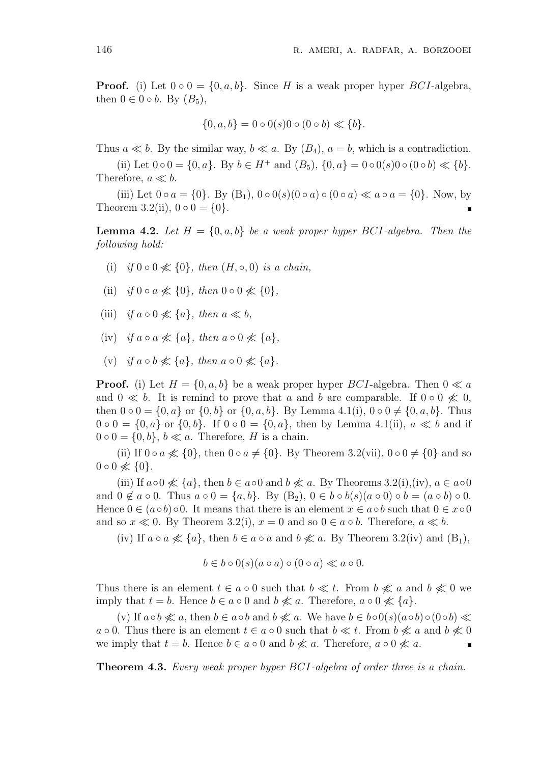**Proof.** (i) Let $0 \circ 0 = \{0, a, b\}$. Since $H$ is a weak proper hyper $BCI$-algebra, then $0 \in 0 \circ b$. By $(B_5)$,

$$\{0, a, b\} = 0 \circ 0(s)0 \circ (0 \circ b) \ll \{b\}.$$

Thus $a \ll b$. By the similar way, $b \ll a$. By $(B_4)$, $a = b$, which is a contradiction.

(ii) Let $0 \circ 0 = \{0, a\}$. By $b \in H^+$ and $(B_5)$, $\{0, a\} = 0 \circ 0(s)0 \circ (0 \circ b) \ll \{b\}$. Therefore, $a \ll b$.

(iii) Let $0 \circ a = \{0\}$. By $(B_1)$, $0 \circ 0(s)(0 \circ a) \circ (0 \circ a) \ll a \circ a = \{0\}$. Now, by Theorem 3.2(ii), $0 \circ 0 = \{0\}$. ∎

**Lemma 4.2.** *Let $H = \{0, a, b\}$ be a weak proper hyper $BCI$-algebra. Then the following hold:*

- (i) *if $0 \circ 0 \not\ll \{0\}$, then $(H, \circ, 0)$ is a chain,*
- (ii) *if $0 \circ a \not\ll \{0\}$, then $0 \circ 0 \not\ll \{0\}$,*
- (iii) *if $a \circ 0 \not\ll \{a\}$, then $a \ll b$,*
- (iv) *if $a \circ a \not\ll \{a\}$, then $a \circ 0 \not\ll \{a\}$,*
- (v) *if $a \circ b \not\ll \{a\}$, then $a \circ 0 \not\ll \{a\}$.*

**Proof.** (i) Let $H = \{0, a, b\}$ be a weak proper hyper $BCI$-algebra. Then $0 \ll a$ and $0 \ll b$. It is remind to prove that $a$ and $b$ are comparable. If $0 \circ 0 \not\ll 0$, then $0 \circ 0 = \{0, a\}$ or $\{0, b\}$ or $\{0, a, b\}$. By Lemma 4.1(i), $0 \circ 0 \neq \{0, a, b\}$. Thus $0 \circ 0 = \{0, a\}$ or $\{0, b\}$. If $0 \circ 0 = \{0, a\}$, then by Lemma 4.1(ii), $a \ll b$ and if $0 \circ 0 = \{0, b\}$, $b \ll a$. Therefore, $H$ is a chain.

(ii) If $0 \circ a \not\ll \{0\}$, then $0 \circ a \neq \{0\}$. By Theorem 3.2(vii), $0 \circ 0 \neq \{0\}$ and so $0 \circ 0 \not\ll \{0\}$.

(iii) If $a \circ 0 \not\ll \{a\}$, then $b \in a \circ 0$ and $b \not\ll a$. By Theorems 3.2(i),(iv), $a \in a \circ 0$ and $0 \notin a \circ 0$. Thus $a \circ 0 = \{a, b\}$. By $(B_2)$, $0 \in b \circ b(s)(a \circ 0) \circ b = (a \circ b) \circ 0$. Hence $0 \in (a \circ b) \circ 0$. It means that there is an element $x \in a \circ b$ such that $0 \in x \circ 0$ and so $x \ll 0$. By Theorem 3.2(i), $x = 0$ and so $0 \in a \circ b$. Therefore, $a \ll b$.

(iv) If $a \circ a \not\ll \{a\}$, then $b \in a \circ a$ and $b \not\ll a$. By Theorem 3.2(iv) and $(B_1)$,

$$b \in b \circ 0(s)(a \circ a) \circ (0 \circ a) \ll a \circ 0.$$

Thus there is an element $t \in a \circ 0$ such that $b \ll t$. From $b \not\ll a$ and $b \not\ll 0$ we imply that $t = b$. Hence $b \in a \circ 0$ and $b \not\ll a$. Therefore, $a \circ 0 \not\ll \{a\}$.

(v) If $a \circ b \not\ll a$, then $b \in a \circ b$ and $b \not\ll a$. We have $b \in b \circ 0(s)(a \circ b) \circ (0 \circ b) \ll a \circ 0$. Thus there is an element $t \in a \circ 0$ such that $b \ll t$. From $b \not\ll a$ and $b \not\ll 0$ we imply that $t = b$. Hence $b \in a \circ 0$ and $b \not\ll a$. Therefore, $a \circ 0 \not\ll a$. ∎

**Theorem 4.3.** *Every weak proper hyper $BCI$-algebra of order three is a chain.*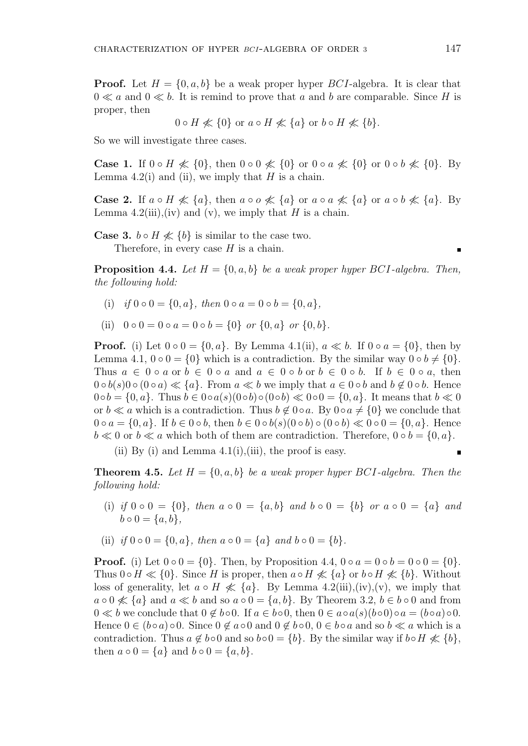**Proof.** Let $H = \{0, a, b\}$ be a weak proper hyper $BCI$-algebra. It is clear that $0 \ll a$ and $0 \ll b$. It is remind to prove that $a$ and $b$ are comparable. Since $H$ is proper, then

$$0 \circ H \not\ll \{0\} \text{ or } a \circ H \not\ll \{a\} \text{ or } b \circ H \not\ll \{b\}.$$

So we will investigate three cases.

**Case 1.** If $0 \circ H \not\ll \{0\}$, then $0 \circ 0 \not\ll \{0\}$ or $0 \circ a \not\ll \{0\}$ or $0 \circ b \not\ll \{0\}$. By Lemma 4.2(i) and (ii), we imply that $H$ is a chain.

**Case 2.** If $a \circ H \not\ll \{a\}$, then $a \circ o \not\ll \{a\}$ or $a \circ a \not\ll \{a\}$ or $a \circ b \not\ll \{a\}$. By Lemma 4.2(iii),(iv) and (v), we imply that $H$ is a chain.

**Case 3.** $b \circ H \not\ll \{b\}$ is similar to the case two.
Therefore, in every case $H$ is a chain. ∎

**Proposition 4.4.** *Let $H = \{0, a, b\}$ be a weak proper hyper $BCI$-algebra. Then, the following hold:*

(i) *if $0 \circ 0 = \{0, a\}$, then $0 \circ a = 0 \circ b = \{0, a\}$,*

(ii) *$0 \circ 0 = 0 \circ a = 0 \circ b = \{0\}$ or $\{0, a\}$ or $\{0, b\}$.*

**Proof.** (i) Let $0 \circ 0 = \{0, a\}$. By Lemma 4.1(ii), $a \ll b$. If $0 \circ a = \{0\}$, then by Lemma 4.1, $0 \circ 0 = \{0\}$ which is a contradiction. By the similar way $0 \circ b \neq \{0\}$. Thus $a \in 0 \circ a$ or $b \in 0 \circ a$ and $a \in 0 \circ b$ or $b \in 0 \circ b$. If $b \in 0 \circ a$, then $0 \circ b(s) 0 \circ (0 \circ a) \ll \{a\}$. From $a \ll b$ we imply that $a \in 0 \circ b$ and $b \notin 0 \circ b$. Hence $0 \circ b = \{0, a\}$. Thus $b \in 0 \circ a(s)(0 \circ b) \circ (0 \circ b) \ll 0 \circ 0 = \{0, a\}$. It means that $b \ll 0$ or $b \ll a$ which is a contradiction. Thus $b \notin 0 \circ a$. By $0 \circ a \neq \{0\}$ we conclude that $0 \circ a = \{0, a\}$. If $b \in 0 \circ b$, then $b \in 0 \circ b(s)(0 \circ b) \circ (0 \circ b) \ll 0 \circ 0 = \{0, a\}$. Hence $b \ll 0$ or $b \ll a$ which both of them are contradiction. Therefore, $0 \circ b = \{0, a\}$.

(ii) By (i) and Lemma 4.1(i),(iii), the proof is easy. ∎

**Theorem 4.5.** *Let $H = \{0, a, b\}$ be a weak proper hyper $BCI$-algebra. Then the following hold:*

(i) *if $0 \circ 0 = \{0\}$, then $a \circ 0 = \{a, b\}$ and $b \circ 0 = \{b\}$ or $a \circ 0 = \{a\}$ and $b \circ 0 = \{a, b\}$,*

(ii) *if $0 \circ 0 = \{0, a\}$, then $a \circ 0 = \{a\}$ and $b \circ 0 = \{b\}$.*

**Proof.** (i) Let $0 \circ 0 = \{0\}$. Then, by Proposition 4.4, $0 \circ a = 0 \circ b = 0 \circ 0 = \{0\}$. Thus $0 \circ H \ll \{0\}$. Since $H$ is proper, then $a \circ H \not\ll \{a\}$ or $b \circ H \not\ll \{b\}$. Without loss of generality, let $a \circ H \not\ll \{a\}$. By Lemma 4.2(iii),(iv),(v), we imply that $a \circ 0 \not\ll \{a\}$ and $a \ll b$ and so $a \circ 0 = \{a, b\}$. By Theorem 3.2, $b \in b \circ 0$ and from $0 \ll b$ we conclude that $0 \notin b \circ 0$. If $a \in b \circ 0$, then $0 \in a \circ a(s)(b \circ 0) \circ a = (b \circ a) \circ 0$. Hence $0 \in (b \circ a) \circ 0$. Since $0 \notin a \circ 0$ and $0 \notin b \circ 0$, $0 \in b \circ a$ and so $b \ll a$ which is a contradiction. Thus $a \notin b \circ 0$ and so $b \circ 0 = \{b\}$. By the similar way if $b \circ H \not\ll \{b\}$, then $a \circ 0 = \{a\}$ and $b \circ 0 = \{a, b\}$.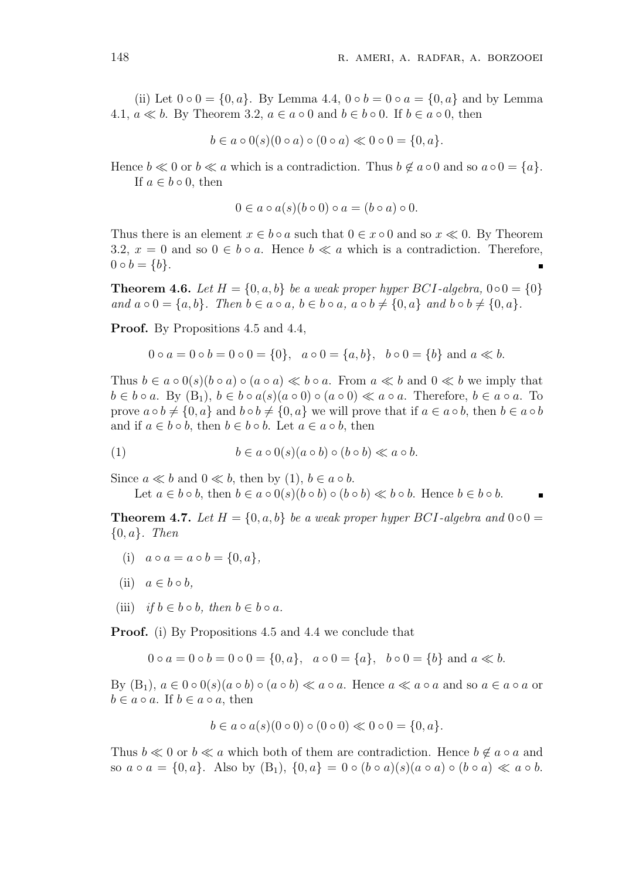(ii) Let $0 \circ 0 = \{0, a\}$. By Lemma 4.4, $0 \circ b = 0 \circ a = \{0, a\}$ and by Lemma 4.1, $a \ll b$. By Theorem 3.2, $a \in a \circ 0$ and $b \in b \circ 0$. If $b \in a \circ 0$, then

$$b \in a \circ 0(s)(0 \circ a) \circ (0 \circ a) \ll 0 \circ 0 = \{0, a\}.$$

Hence $b \ll 0$ or $b \ll a$ which is a contradiction. Thus $b \notin a \circ 0$ and so $a \circ 0 = \{a\}$.

If $a \in b \circ 0$, then

$$0 \in a \circ a(s)(b \circ 0) \circ a = (b \circ a) \circ 0.$$

Thus there is an element $x \in b \circ a$ such that $0 \in x \circ 0$ and so $x \ll 0$. By Theorem 3.2, $x = 0$ and so $0 \in b \circ a$. Hence $b \ll a$ which is a contradiction. Therefore, $0 \circ b = \{b\}$. ∎

**Theorem 4.6.** *Let $H = \{0, a, b\}$ be a weak proper hyper BCI-algebra, $0 \circ 0 = \{0\}$ and $a \circ 0 = \{a, b\}$. Then $b \in a \circ a$, $b \in b \circ a$, $a \circ b \neq \{0, a\}$ and $b \circ b \neq \{0, a\}$.*

**Proof.** By Propositions 4.5 and 4.4,

$$0 \circ a = 0 \circ b = 0 \circ 0 = \{0\}, \quad a \circ 0 = \{a, b\}, \quad b \circ 0 = \{b\} \text{ and } a \ll b.$$

Thus $b \in a \circ 0(s)(b \circ a) \circ (a \circ a) \ll b \circ a$. From $a \ll b$ and $0 \ll b$ we imply that $b \in b \circ a$. By $(B_1)$, $b \in b \circ a(s)(a \circ 0) \circ (a \circ 0) \ll a \circ a$. Therefore, $b \in a \circ a$. To prove $a \circ b \neq \{0, a\}$ and $b \circ b \neq \{0, a\}$ we will prove that if $a \in a \circ b$, then $b \in a \circ b$ and if $a \in b \circ b$, then $b \in b \circ b$. Let $a \in a \circ b$, then

$$b \in a \circ 0(s)(a \circ b) \circ (b \circ b) \ll a \circ b. \tag{1}$$

Since $a \ll b$ and $0 \ll b$, then by (1), $b \in a \circ b$.

Let $a \in b \circ b$, then $b \in a \circ 0(s)(b \circ b) \circ (b \circ b) \ll b \circ b$. Hence $b \in b \circ b$. ∎

**Theorem 4.7.** *Let $H = \{0, a, b\}$ be a weak proper hyper BCI-algebra and $0 \circ 0 = \{0, a\}$. Then*

(i) $a \circ a = a \circ b = \{0, a\}$,

(ii) $a \in b \circ b$,

(iii) *if $b \in b \circ b$, then $b \in b \circ a$.*

**Proof.** (i) By Propositions 4.5 and 4.4 we conclude that

$$0 \circ a = 0 \circ b = 0 \circ 0 = \{0, a\}, \quad a \circ 0 = \{a\}, \quad b \circ 0 = \{b\} \text{ and } a \ll b.$$

By $(B_1)$, $a \in 0 \circ 0(s)(a \circ b) \circ (a \circ b) \ll a \circ a$. Hence $a \ll a \circ a$ and so $a \in a \circ a$ or $b \in a \circ a$. If $b \in a \circ a$, then

$$b \in a \circ a(s)(0 \circ 0) \circ (0 \circ 0) \ll 0 \circ 0 = \{0, a\}.$$

Thus $b \ll 0$ or $b \ll a$ which both of them are contradiction. Hence $b \notin a \circ a$ and so $a \circ a = \{0, a\}$. Also by $(B_1)$, $\{0, a\} = 0 \circ (b \circ a)(s)(a \circ a) \circ (b \circ a) \ll a \circ b$.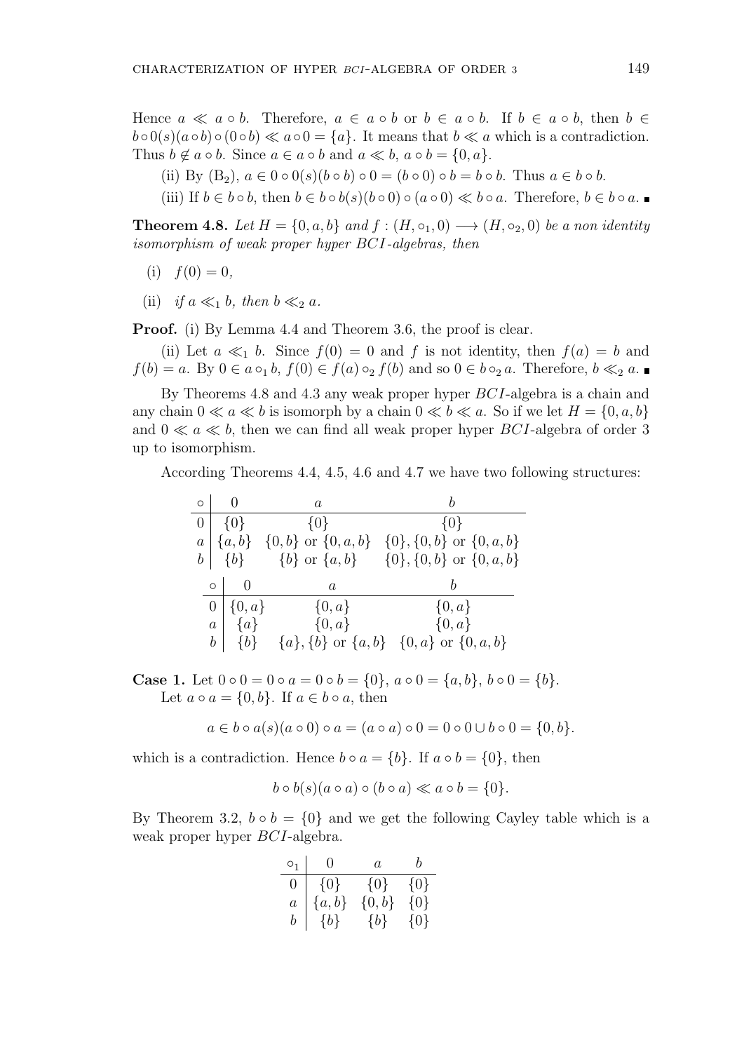Hence $a \ll a \circ b$. Therefore, $a \in a \circ b$ or $b \in a \circ b$. If $b \in a \circ b$, then $b \in b \circ 0(s)(a \circ b) \circ (0 \circ b) \ll a \circ 0 = \{a\}$. It means that $b \ll a$ which is a contradiction. Thus $b \notin a \circ b$. Since $a \in a \circ b$ and $a \ll b$, $a \circ b = \{0, a\}$.

(ii) By $(B_2)$, $a \in 0 \circ 0(s)(b \circ b) \circ 0 = (b \circ 0) \circ b = b \circ b$. Thus $a \in b \circ b$.

(iii) If $b \in b \circ b$, then $b \in b \circ b(s)(b \circ 0) \circ (a \circ 0) \ll b \circ a$. Therefore, $b \in b \circ a$. ∎

**Theorem 4.8.** *Let $H = \{0, a, b\}$ and $f : (H, \circ_1, 0) \longrightarrow (H, \circ_2, 0)$ be a non identity isomorphism of weak proper hyper BCI-algebras, then*

(i) $f(0) = 0$,

(ii) *if $a \ll_1 b$, then $b \ll_2 a$.*

**Proof.** (i) By Lemma 4.4 and Theorem 3.6, the proof is clear.

(ii) Let $a \ll_1 b$. Since $f(0) = 0$ and $f$ is not identity, then $f(a) = b$ and $f(b) = a$. By $0 \in a \circ_1 b$, $f(0) \in f(a) \circ_2 f(b)$ and so $0 \in b \circ_2 a$. Therefore, $b \ll_2 a$. ∎

By Theorems 4.8 and 4.3 any weak proper hyper $BCI$-algebra is a chain and any chain $0 \ll a \ll b$ is isomorph by a chain $0 \ll b \ll a$. So if we let $H = \{0, a, b\}$ and $0 \ll a \ll b$, then we can find all weak proper hyper $BCI$-algebra of order 3 up to isomorphism.

According Theorems 4.4, 4.5, 4.6 and 4.7 we have two following structures:

| $\circ$ | $0$ | $a$ | $b$ |
|---|---|---|---|
| $0$ | $\{0\}$ | $\{0\}$ | $\{0\}$ |
| $a$ | $\{a, b\}$ | $\{0, b\}$ or $\{0, a, b\}$ | $\{0\}, \{0, b\}$ or $\{0, a, b\}$ |
| $b$ | $\{b\}$ | $\{b\}$ or $\{a, b\}$ | $\{0\}, \{0, b\}$ or $\{0, a, b\}$ |

| $\circ$ | $0$ | $a$ | $b$ |
|---|---|---|---|
| $0$ | $\{0, a\}$ | $\{0, a\}$ | $\{0, a\}$ |
| $a$ | $\{a\}$ | $\{0, a\}$ | $\{0, a\}$ |
| $b$ | $\{b\}$ | $\{a\}, \{b\}$ or $\{a, b\}$ | $\{0, a\}$ or $\{0, a, b\}$ |

**Case 1.** Let $0 \circ 0 = 0 \circ a = 0 \circ b = \{0\}$, $a \circ 0 = \{a, b\}$, $b \circ 0 = \{b\}$.
Let $a \circ a = \{0, b\}$. If $a \in b \circ a$, then

$$a \in b \circ a(s)(a \circ 0) \circ a = (a \circ a) \circ 0 = 0 \circ 0 \cup b \circ 0 = \{0, b\}.$$

which is a contradiction. Hence $b \circ a = \{b\}$. If $a \circ b = \{0\}$, then

$$b \circ b(s)(a \circ a) \circ (b \circ a) \ll a \circ b = \{0\}.$$

By Theorem 3.2, $b \circ b = \{0\}$ and we get the following Cayley table which is a weak proper hyper $BCI$-algebra.

| $\circ_1$ | $0$ | $a$ | $b$ |
|---|---|---|---|
| $0$ | $\{0\}$ | $\{0\}$ | $\{0\}$ |
| $a$ | $\{a, b\}$ | $\{0, b\}$ | $\{0\}$ |
| $b$ | $\{b\}$ | $\{b\}$ | $\{0\}$ |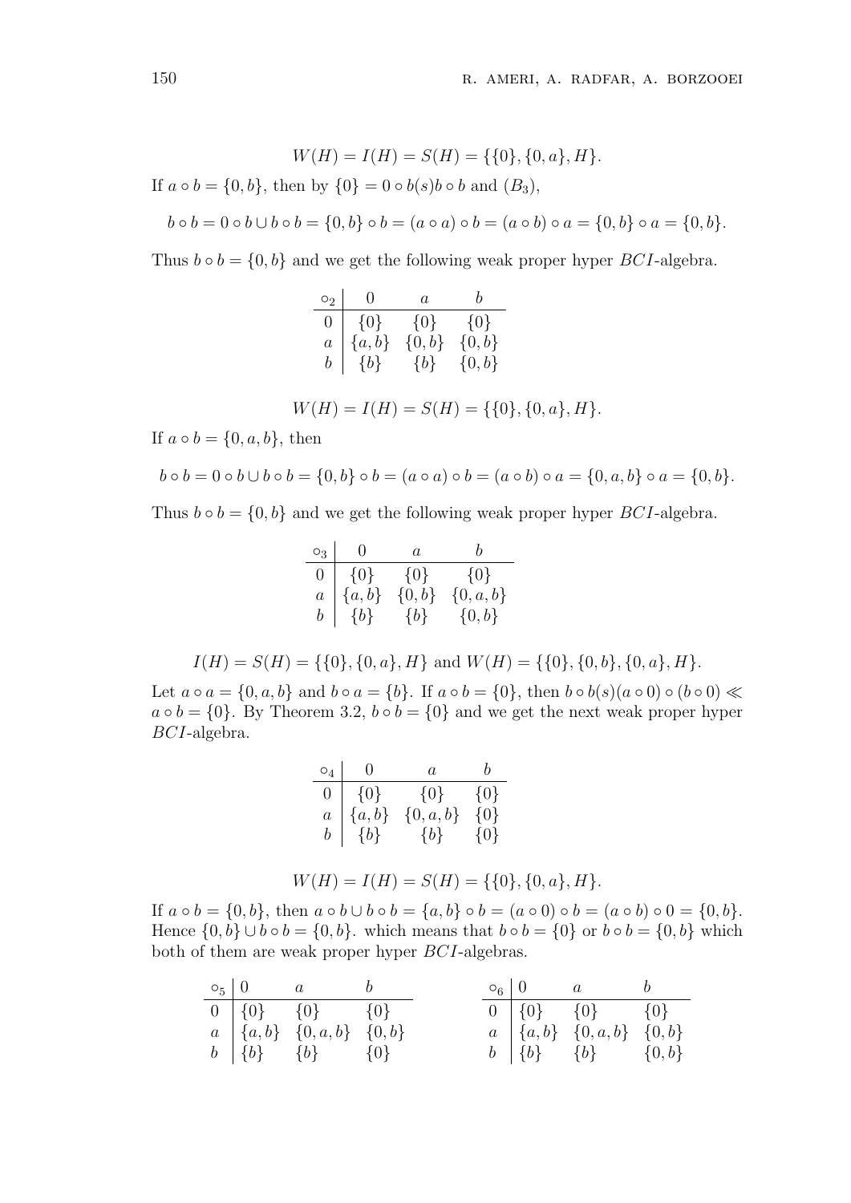$$W(H) = I(H) = S(H) = \{\{0\}, \{0, a\}, H\}.$$

If $a \circ b = \{0, b\}$, then by $\{0\} = 0 \circ b(s)b \circ b$ and $(B_3)$,

$$b \circ b = 0 \circ b \cup b \circ b = \{0, b\} \circ b = (a \circ a) \circ b = (a \circ b) \circ a = \{0, b\} \circ a = \{0, b\}.$$

Thus $b \circ b = \{0, b\}$ and we get the following weak proper hyper $BCI$-algebra.

| $\circ_2$ | $0$ | $a$ | $b$ |
|---|---|---|---|
| $0$ | $\{0\}$ | $\{0\}$ | $\{0\}$ |
| $a$ | $\{a, b\}$ | $\{0, b\}$ | $\{0, b\}$ |
| $b$ | $\{b\}$ | $\{b\}$ | $\{0, b\}$ |

$$W(H) = I(H) = S(H) = \{\{0\}, \{0, a\}, H\}.$$

If $a \circ b = \{0, a, b\}$, then

$$b \circ b = 0 \circ b \cup b \circ b = \{0, b\} \circ b = (a \circ a) \circ b = (a \circ b) \circ a = \{0, a, b\} \circ a = \{0, b\}.$$

Thus $b \circ b = \{0, b\}$ and we get the following weak proper hyper $BCI$-algebra.

| $\circ_3$ | $0$ | $a$ | $b$ |
|---|---|---|---|
| $0$ | $\{0\}$ | $\{0\}$ | $\{0\}$ |
| $a$ | $\{a, b\}$ | $\{0, b\}$ | $\{0, a, b\}$ |
| $b$ | $\{b\}$ | $\{b\}$ | $\{0, b\}$ |

$$I(H) = S(H) = \{\{0\}, \{0, a\}, H\} \text{ and } W(H) = \{\{0\}, \{0, b\}, \{0, a\}, H\}.$$

Let $a \circ a = \{0, a, b\}$ and $b \circ a = \{b\}$. If $a \circ b = \{0\}$, then $b \circ b(s)(a \circ 0) \circ (b \circ 0) \ll a \circ b = \{0\}$. By Theorem 3.2, $b \circ b = \{0\}$ and we get the next weak proper hyper $BCI$-algebra.

| $\circ_4$ | $0$ | $a$ | $b$ |
|---|---|---|---|
| $0$ | $\{0\}$ | $\{0\}$ | $\{0\}$ |
| $a$ | $\{a, b\}$ | $\{0, a, b\}$ | $\{0\}$ |
| $b$ | $\{b\}$ | $\{b\}$ | $\{0\}$ |

$$W(H) = I(H) = S(H) = \{\{0\}, \{0, a\}, H\}.$$

If $a \circ b = \{0, b\}$, then $a \circ b \cup b \circ b = \{a, b\} \circ b = (a \circ 0) \circ b = (a \circ b) \circ 0 = \{0, b\}$. Hence $\{0, b\} \cup b \circ b = \{0, b\}$. which means that $b \circ b = \{0\}$ or $b \circ b = \{0, b\}$ which both of them are weak proper hyper $BCI$-algebras.

| $\circ_5$ | $0$ | $a$ | $b$ |
|---|---|---|---|
| $0$ | $\{0\}$ | $\{0\}$ | $\{0\}$ |
| $a$ | $\{a, b\}$ | $\{0, a, b\}$ | $\{0, b\}$ |
| $b$ | $\{b\}$ | $\{b\}$ | $\{0\}$ |

| $\circ_6$ | $0$ | $a$ | $b$ |
|---|---|---|---|
| $0$ | $\{0\}$ | $\{0\}$ | $\{0\}$ |
| $a$ | $\{a, b\}$ | $\{0, a, b\}$ | $\{0, b\}$ |
| $b$ | $\{b\}$ | $\{b\}$ | $\{0, b\}$ |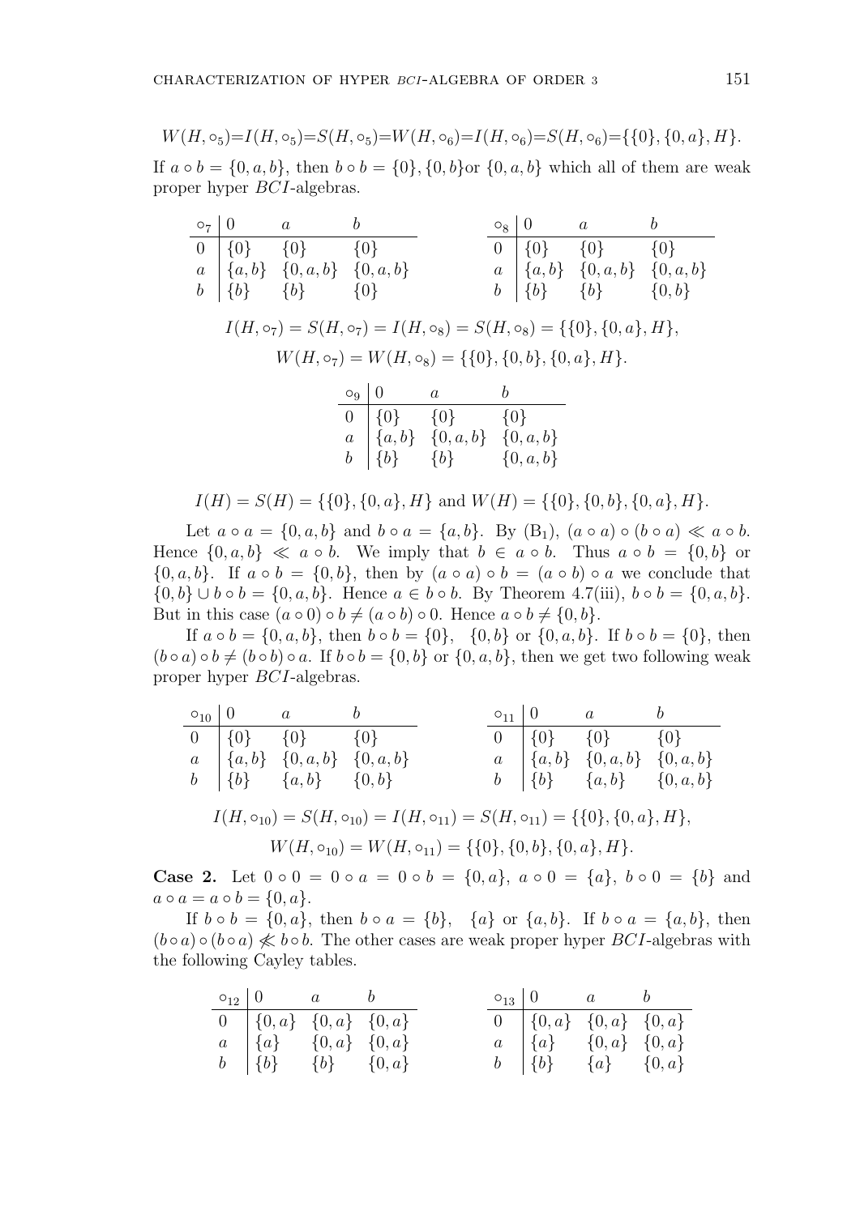$W(H,\circ_5)=I(H,\circ_5)=S(H,\circ_5)=W(H,\circ_6)=I(H,\circ_6)=S(H,\circ_6)=\{\{0\},\{0,a\},H\}$.

If $a\circ b=\{0,a,b\}$, then $b\circ b=\{0\},\{0,b\}$or $\{0,a,b\}$ which all of them are weak proper hyper $BCI$-algebras.

| $\circ_7$ | $0$ | $a$ | $b$ |
|---|---|---|---|
| $0$ | $\{0\}$ | $\{0\}$ | $\{0\}$ |
| $a$ | $\{a,b\}$ | $\{0,a,b\}$ | $\{0,a,b\}$ |
| $b$ | $\{b\}$ | $\{b\}$ | $\{0\}$ |

| $\circ_8$ | $0$ | $a$ | $b$ |
|---|---|---|---|
| $0$ | $\{0\}$ | $\{0\}$ | $\{0\}$ |
| $a$ | $\{a,b\}$ | $\{0,a,b\}$ | $\{0,a,b\}$ |
| $b$ | $\{b\}$ | $\{b\}$ | $\{0,b\}$ |

$$I(H,\circ_7)=S(H,\circ_7)=I(H,\circ_8)=S(H,\circ_8)=\{\{0\},\{0,a\},H\},$$

$$W(H,\circ_7)=W(H,\circ_8)=\{\{0\},\{0,b\},\{0,a\},H\}.$$

| $\circ_9$ | $0$ | $a$ | $b$ |
|---|---|---|---|
| $0$ | $\{0\}$ | $\{0\}$ | $\{0\}$ |
| $a$ | $\{a,b\}$ | $\{0,a,b\}$ | $\{0,a,b\}$ |
| $b$ | $\{b\}$ | $\{b\}$ | $\{0,a,b\}$ |

$$I(H)=S(H)=\{\{0\},\{0,a\},H\} \text{ and } W(H)=\{\{0\},\{0,b\},\{0,a\},H\}.$$

Let $a\circ a=\{0,a,b\}$ and $b\circ a=\{a,b\}$. By $(B_1)$, $(a\circ a)\circ(b\circ a)\ll a\circ b$. Hence $\{0,a,b\}\ll a\circ b$. We imply that $b\in a\circ b$. Thus $a\circ b=\{0,b\}$ or $\{0,a,b\}$. If $a\circ b=\{0,b\}$, then by $(a\circ a)\circ b=(a\circ b)\circ a$ we conclude that $\{0,b\}\cup b\circ b=\{0,a,b\}$. Hence $a\in b\circ b$. By Theorem 4.7(iii), $b\circ b=\{0,a,b\}$. But in this case $(a\circ 0)\circ b\neq(a\circ b)\circ 0$. Hence $a\circ b\neq\{0,b\}$.

If $a\circ b=\{0,a,b\}$, then $b\circ b=\{0\}$, $\{0,b\}$ or $\{0,a,b\}$. If $b\circ b=\{0\}$, then $(b\circ a)\circ b\neq(b\circ b)\circ a$. If $b\circ b=\{0,b\}$ or $\{0,a,b\}$, then we get two following weak proper hyper $BCI$-algebras.

| $\circ_{10}$ | $0$ | $a$ | $b$ |
|---|---|---|---|
| $0$ | $\{0\}$ | $\{0\}$ | $\{0\}$ |
| $a$ | $\{a,b\}$ | $\{0,a,b\}$ | $\{0,a,b\}$ |
| $b$ | $\{b\}$ | $\{a,b\}$ | $\{0,b\}$ |

| $\circ_{11}$ | $0$ | $a$ | $b$ |
|---|---|---|---|
| $0$ | $\{0\}$ | $\{0\}$ | $\{0\}$ |
| $a$ | $\{a,b\}$ | $\{0,a,b\}$ | $\{0,a,b\}$ |
| $b$ | $\{b\}$ | $\{a,b\}$ | $\{0,a,b\}$ |

$$I(H,\circ_{10})=S(H,\circ_{10})=I(H,\circ_{11})=S(H,\circ_{11})=\{\{0\},\{0,a\},H\},$$

$$W(H,\circ_{10})=W(H,\circ_{11})=\{\{0\},\{0,b\},\{0,a\},H\}.$$

**Case 2.** Let $0\circ 0=0\circ a=0\circ b=\{0,a\}$, $a\circ 0=\{a\}$, $b\circ 0=\{b\}$ and $a\circ a=a\circ b=\{0,a\}$.

If $b\circ b=\{0,a\}$, then $b\circ a=\{b\}$, $\{a\}$ or $\{a,b\}$. If $b\circ a=\{a,b\}$, then $(b\circ a)\circ(b\circ a)\not\ll b\circ b$. The other cases are weak proper hyper $BCI$-algebras with the following Cayley tables.

| $\circ_{12}$ | $0$ | $a$ | $b$ |
|---|---|---|---|
| $0$ | $\{0,a\}$ | $\{0,a\}$ | $\{0,a\}$ |
| $a$ | $\{a\}$ | $\{0,a\}$ | $\{0,a\}$ |
| $b$ | $\{b\}$ | $\{b\}$ | $\{0,a\}$ |

| $\circ_{13}$ | $0$ | $a$ | $b$ |
|---|---|---|---|
| $0$ | $\{0,a\}$ | $\{0,a\}$ | $\{0,a\}$ |
| $a$ | $\{a\}$ | $\{0,a\}$ | $\{0,a\}$ |
| $b$ | $\{b\}$ | $\{a\}$ | $\{0,a\}$ |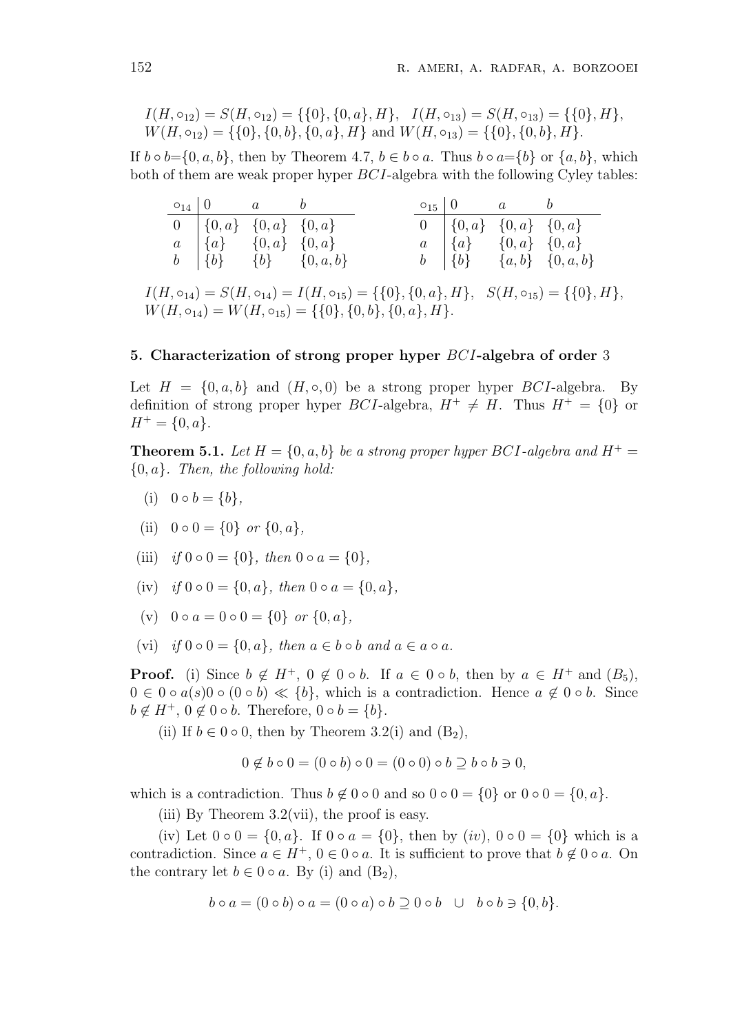$I(H, \circ_{12}) = S(H, \circ_{12}) = \{\{0\}, \{0, a\}, H\}$, $I(H, \circ_{13}) = S(H, \circ_{13}) = \{\{0\}, H\}$,
$W(H, \circ_{12}) = \{\{0\}, \{0, b\}, \{0, a\}, H\}$ and $W(H, \circ_{13}) = \{\{0\}, \{0, b\}, H\}$.

If $b \circ b$=$\{0, a, b\}$, then by Theorem 4.7, $b \in b \circ a$. Thus $b \circ a$=$\{b\}$ or $\{a, b\}$, which both of them are weak proper hyper $BCI$-algebra with the following Cyley tables:

| $\circ_{14}$ | $0$ | $a$ | $b$ |
|---|---|---|---|
| $0$ | $\{0, a\}$ | $\{0, a\}$ | $\{0, a\}$ |
| $a$ | $\{a\}$ | $\{0, a\}$ | $\{0, a\}$ |
| $b$ | $\{b\}$ | $\{b\}$ | $\{0, a, b\}$ |

| $\circ_{15}$ | $0$ | $a$ | $b$ |
|---|---|---|---|
| $0$ | $\{0, a\}$ | $\{0, a\}$ | $\{0, a\}$ |
| $a$ | $\{a\}$ | $\{0, a\}$ | $\{0, a\}$ |
| $b$ | $\{b\}$ | $\{a, b\}$ | $\{0, a, b\}$ |

$I(H, \circ_{14}) = S(H, \circ_{14}) = I(H, \circ_{15}) = \{\{0\}, \{0, a\}, H\}$, $S(H, \circ_{15}) = \{\{0\}, H\}$,
$W(H, \circ_{14}) = W(H, \circ_{15}) = \{\{0\}, \{0, b\}, \{0, a\}, H\}$.

## 5. Characterization of strong proper hyper $BCI$-algebra of order 3

Let $H = \{0, a, b\}$ and $(H, \circ, 0)$ be a strong proper hyper $BCI$-algebra. By definition of strong proper hyper $BCI$-algebra, $H^+ \neq H$. Thus $H^+ = \{0\}$ or $H^+ = \{0, a\}$.

**Theorem 5.1.** *Let $H = \{0, a, b\}$ be a strong proper hyper $BCI$-algebra and $H^+ = \{0, a\}$. Then, the following hold:*

- (i) $0 \circ b = \{b\}$,
- (ii) $0 \circ 0 = \{0\}$ *or* $\{0, a\}$,
- (iii) *if* $0 \circ 0 = \{0\}$*, then* $0 \circ a = \{0\}$,
- (iv) *if* $0 \circ 0 = \{0, a\}$*, then* $0 \circ a = \{0, a\}$,
- (v) $0 \circ a = 0 \circ 0 = \{0\}$ *or* $\{0, a\}$,
- (vi) *if* $0 \circ 0 = \{0, a\}$*, then* $a \in b \circ b$ *and* $a \in a \circ a$.

**Proof.** (i) Since $b \notin H^+$, $0 \notin 0 \circ b$. If $a \in 0 \circ b$, then by $a \in H^+$ and $(B_5)$, $0 \in 0 \circ a(s)0 \circ (0 \circ b) \ll \{b\}$, which is a contradiction. Hence $a \notin 0 \circ b$. Since $b \notin H^+$, $0 \notin 0 \circ b$. Therefore, $0 \circ b = \{b\}$.

(ii) If $b \in 0 \circ 0$, then by Theorem 3.2(i) and $(\mathrm{B}_2)$,

$$0 \notin b \circ 0 = (0 \circ b) \circ 0 = (0 \circ 0) \circ b \supseteq b \circ b \ni 0,$$

which is a contradiction. Thus $b \notin 0 \circ 0$ and so $0 \circ 0 = \{0\}$ or $0 \circ 0 = \{0, a\}$.

(iii) By Theorem 3.2(vii), the proof is easy.

(iv) Let $0 \circ 0 = \{0, a\}$. If $0 \circ a = \{0\}$, then by $(iv)$, $0 \circ 0 = \{0\}$ which is a contradiction. Since $a \in H^+$, $0 \in 0 \circ a$. It is sufficient to prove that $b \notin 0 \circ a$. On the contrary let $b \in 0 \circ a$. By (i) and $(\mathrm{B}_2)$,

$$b \circ a = (0 \circ b) \circ a = (0 \circ a) \circ b \supseteq 0 \circ b \quad \cup \quad b \circ b \ni \{0, b\}.$$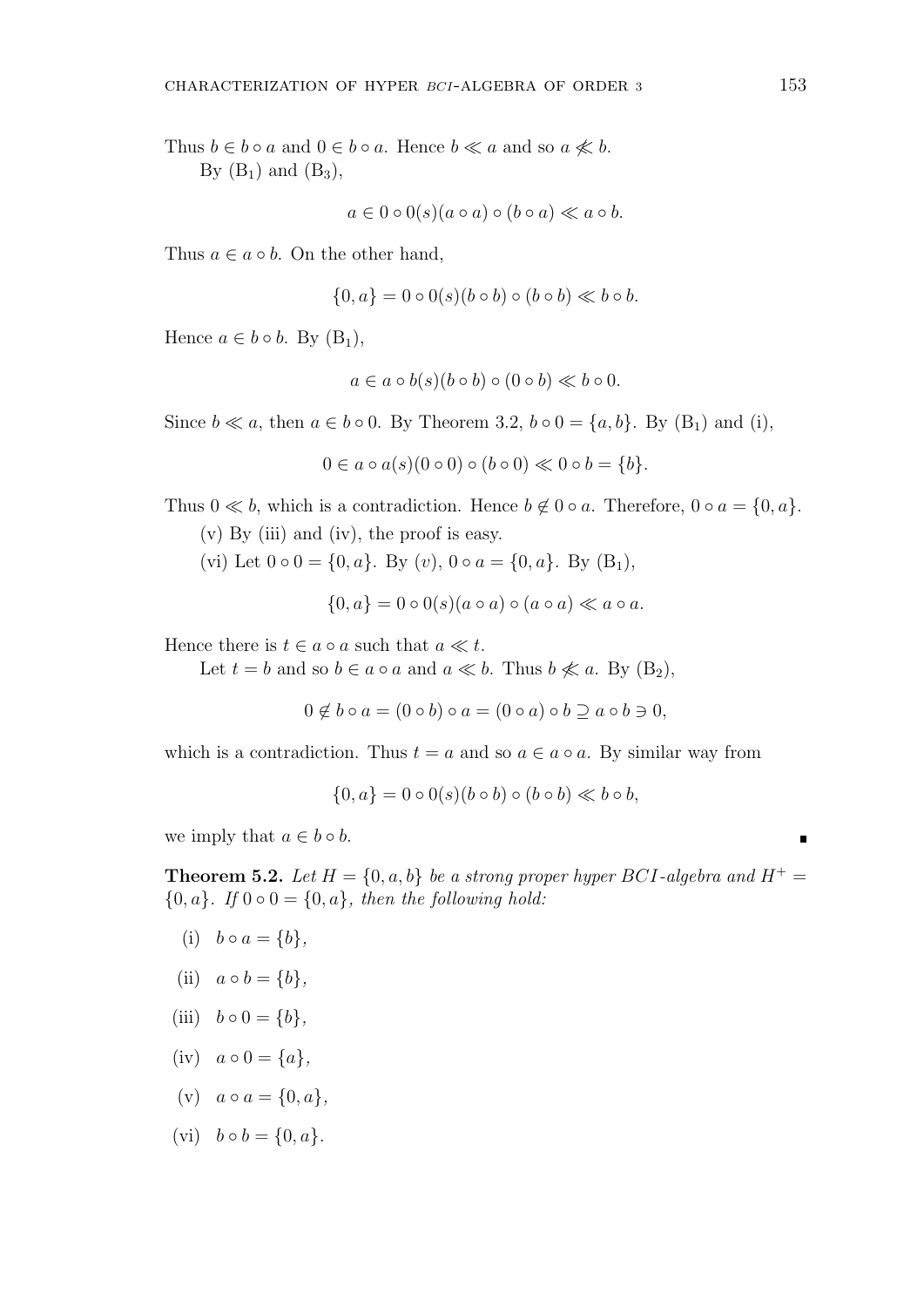Thus $b \in b \circ a$ and $0 \in b \circ a$. Hence $b \ll a$ and so $a \not\ll b$.

By $(B_1)$ and $(B_3)$,

$$a \in 0 \circ 0(s)(a \circ a) \circ (b \circ a) \ll a \circ b.$$

Thus $a \in a \circ b$. On the other hand,

$$\{0, a\} = 0 \circ 0(s)(b \circ b) \circ (b \circ b) \ll b \circ b.$$

Hence $a \in b \circ b$. By $(B_1)$,

$$a \in a \circ b(s)(b \circ b) \circ (0 \circ b) \ll b \circ 0.$$

Since $b \ll a$, then $a \in b \circ 0$. By Theorem 3.2, $b \circ 0 = \{a, b\}$. By $(B_1)$ and (i),

$$0 \in a \circ a(s)(0 \circ 0) \circ (b \circ 0) \ll 0 \circ b = \{b\}.$$

Thus $0 \ll b$, which is a contradiction. Hence $b \notin 0 \circ a$. Therefore, $0 \circ a = \{0, a\}$.

(v) By (iii) and (iv), the proof is easy.

(vi) Let $0 \circ 0 = \{0, a\}$. By $(v)$, $0 \circ a = \{0, a\}$. By $(B_1)$,

$$\{0, a\} = 0 \circ 0(s)(a \circ a) \circ (a \circ a) \ll a \circ a.$$

Hence there is $t \in a \circ a$ such that $a \ll t$.

Let $t = b$ and so $b \in a \circ a$ and $a \ll b$. Thus $b \not\ll a$. By $(B_2)$,

$$0 \notin b \circ a = (0 \circ b) \circ a = (0 \circ a) \circ b \supseteq a \circ b \ni 0,$$

which is a contradiction. Thus $t = a$ and so $a \in a \circ a$. By similar way from

$$\{0, a\} = 0 \circ 0(s)(b \circ b) \circ (b \circ b) \ll b \circ b,$$

we imply that $a \in b \circ b$. ∎

**Theorem 5.2.** *Let $H = \{0, a, b\}$ be a strong proper hyper $BCI$-algebra and $H^+ = \{0, a\}$. If $0 \circ 0 = \{0, a\}$, then the following hold:*

(i) $b \circ a = \{b\}$,

(ii) $a \circ b = \{b\}$,

(iii) $b \circ 0 = \{b\}$,

(iv) $a \circ 0 = \{a\}$,

(v) $a \circ a = \{0, a\}$,

(vi) $b \circ b = \{0, a\}$.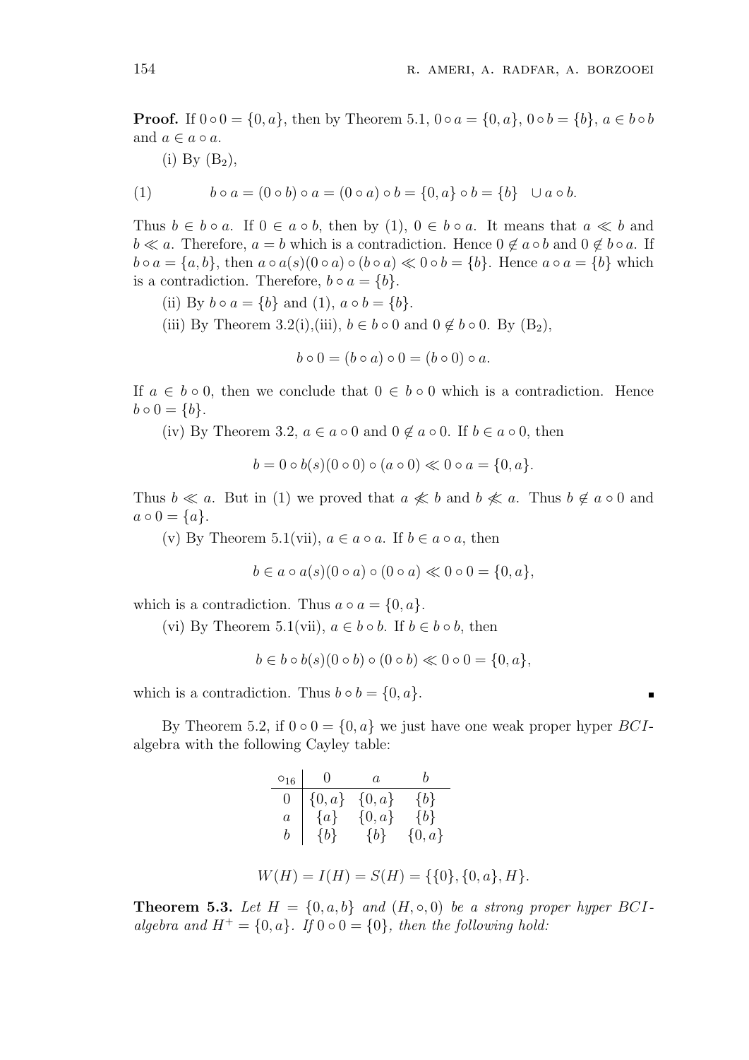**Proof.** If $0 \circ 0 = \{0, a\}$, then by Theorem 5.1, $0 \circ a = \{0, a\}$, $0 \circ b = \{b\}$, $a \in b \circ b$ and $a \in a \circ a$.

(i) By ($B_2$),

$$b \circ a = (0 \circ b) \circ a = (0 \circ a) \circ b = \{0, a\} \circ b = \{b\} \quad \cup a \circ b. \tag{1}$$

Thus $b \in b \circ a$. If $0 \in a \circ b$, then by (1), $0 \in b \circ a$. It means that $a \ll b$ and $b \ll a$. Therefore, $a = b$ which is a contradiction. Hence $0 \notin a \circ b$ and $0 \notin b \circ a$. If $b \circ a = \{a, b\}$, then $a \circ a(s)(0 \circ a) \circ (b \circ a) \ll 0 \circ b = \{b\}$. Hence $a \circ a = \{b\}$ which is a contradiction. Therefore, $b \circ a = \{b\}$.

(ii) By $b \circ a = \{b\}$ and (1), $a \circ b = \{b\}$.

(iii) By Theorem 3.2(i),(iii), $b \in b \circ 0$ and $0 \notin b \circ 0$. By ($B_2$),

$$b \circ 0 = (b \circ a) \circ 0 = (b \circ 0) \circ a.$$

If $a \in b \circ 0$, then we conclude that $0 \in b \circ 0$ which is a contradiction. Hence $b \circ 0 = \{b\}$.

(iv) By Theorem 3.2, $a \in a \circ 0$ and $0 \notin a \circ 0$. If $b \in a \circ 0$, then

$$b = 0 \circ b(s)(0 \circ 0) \circ (a \circ 0) \ll 0 \circ a = \{0, a\}.$$

Thus $b \ll a$. But in (1) we proved that $a \not\ll b$ and $b \not\ll a$. Thus $b \notin a \circ 0$ and $a \circ 0 = \{a\}$.

(v) By Theorem 5.1(vii), $a \in a \circ a$. If $b \in a \circ a$, then

$$b \in a \circ a(s)(0 \circ a) \circ (0 \circ a) \ll 0 \circ 0 = \{0, a\},$$

which is a contradiction. Thus $a \circ a = \{0, a\}$.

(vi) By Theorem 5.1(vii), $a \in b \circ b$. If $b \in b \circ b$, then

$$b \in b \circ b(s)(0 \circ b) \circ (0 \circ b) \ll 0 \circ 0 = \{0, a\},$$

which is a contradiction. Thus $b \circ b = \{0, a\}$. ∎

By Theorem 5.2, if $0 \circ 0 = \{0, a\}$ we just have one weak proper hyper $BCI$-algebra with the following Cayley table:

| $\circ_{16}$ | $0$ | $a$ | $b$ |
|---|---|---|---|
| $0$ | $\{0, a\}$ | $\{0, a\}$ | $\{b\}$ |
| $a$ | $\{a\}$ | $\{0, a\}$ | $\{b\}$ |
| $b$ | $\{b\}$ | $\{b\}$ | $\{0, a\}$ |

$$W(H) = I(H) = S(H) = \{\{0\}, \{0, a\}, H\}.$$

**Theorem 5.3.** *Let $H = \{0, a, b\}$ and $(H, \circ, 0)$ be a strong proper hyper $BCI$-algebra and $H^+ = \{0, a\}$. If $0 \circ 0 = \{0\}$, then the following hold:*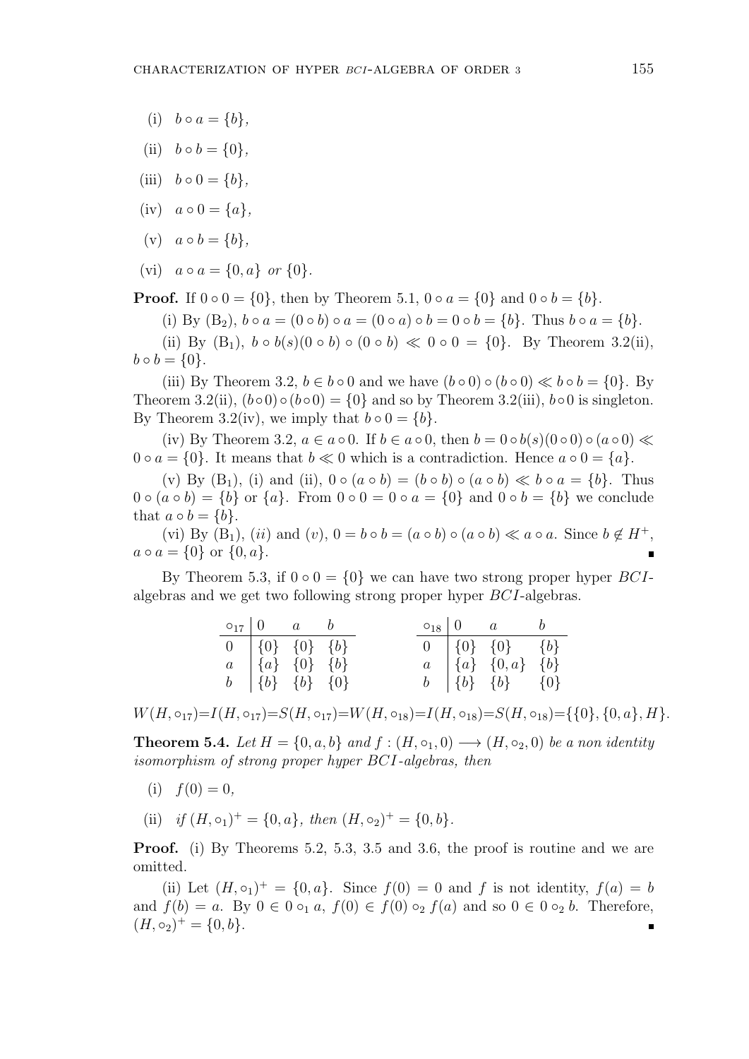(i) $b \circ a = \{b\}$,

(ii) $b \circ b = \{0\}$,

(iii) $b \circ 0 = \{b\}$,

(iv) $a \circ 0 = \{a\}$,

(v) $a \circ b = \{b\}$,

(vi) $a \circ a = \{0, a\}$ *or* $\{0\}$.

**Proof.** If $0 \circ 0 = \{0\}$, then by Theorem 5.1, $0 \circ a = \{0\}$ and $0 \circ b = \{b\}$.

(i) By ($B_2$), $b \circ a = (0 \circ b) \circ a = (0 \circ a) \circ b = 0 \circ b = \{b\}$. Thus $b \circ a = \{b\}$.

(ii) By ($B_1$), $b \circ b(s)(0 \circ b) \circ (0 \circ b) \ll 0 \circ 0 = \{0\}$. By Theorem 3.2(ii), $b \circ b = \{0\}$.

(iii) By Theorem 3.2, $b \in b \circ 0$ and we have $(b \circ 0) \circ (b \circ 0) \ll b \circ b = \{0\}$. By Theorem 3.2(ii), $(b \circ 0) \circ (b \circ 0) = \{0\}$ and so by Theorem 3.2(iii), $b \circ 0$ is singleton. By Theorem 3.2(iv), we imply that $b \circ 0 = \{b\}$.

(iv) By Theorem 3.2, $a \in a \circ 0$. If $b \in a \circ 0$, then $b = 0 \circ b(s)(0 \circ 0) \circ (a \circ 0) \ll 0 \circ a = \{0\}$. It means that $b \ll 0$ which is a contradiction. Hence $a \circ 0 = \{a\}$.

(v) By ($B_1$), (i) and (ii), $0 \circ (a \circ b) = (b \circ b) \circ (a \circ b) \ll b \circ a = \{b\}$. Thus $0 \circ (a \circ b) = \{b\}$ or $\{a\}$. From $0 \circ 0 = 0 \circ a = \{0\}$ and $0 \circ b = \{b\}$ we conclude that $a \circ b = \{b\}$.

(vi) By ($B_1$), $(ii)$ and $(v)$, $0 = b \circ b = (a \circ b) \circ (a \circ b) \ll a \circ a$. Since $b \notin H^+$, $a \circ a = \{0\}$ or $\{0, a\}$. ∎

By Theorem 5.3, if $0 \circ 0 = \{0\}$ we can have two strong proper hyper $BCI$-algebras and we get two following strong proper hyper $BCI$-algebras.

| $\circ_{17}$ | $0$ | $a$ | $b$ |
|---|---|---|---|
| $0$ | $\{0\}$ | $\{0\}$ | $\{b\}$ |
| $a$ | $\{a\}$ | $\{0\}$ | $\{b\}$ |
| $b$ | $\{b\}$ | $\{b\}$ | $\{0\}$ |

| $\circ_{18}$ | $0$ | $a$ | $b$ |
|---|---|---|---|
| $0$ | $\{0\}$ | $\{0\}$ | $\{b\}$ |
| $a$ | $\{a\}$ | $\{0, a\}$ | $\{b\}$ |
| $b$ | $\{b\}$ | $\{b\}$ | $\{0\}$ |

$W(H, \circ_{17}) = I(H, \circ_{17}) = S(H, \circ_{17}) = W(H, \circ_{18}) = I(H, \circ_{18}) = S(H, \circ_{18}) = \{\{0\}, \{0, a\}, H\}$.

**Theorem 5.4.** *Let $H = \{0, a, b\}$ and $f : (H, \circ_1, 0) \longrightarrow (H, \circ_2, 0)$ be a non identity isomorphism of strong proper hyper $BCI$-algebras, then*

(i) $f(0) = 0$,

(ii) *if* $(H, \circ_1)^+ = \{0, a\}$, *then* $(H, \circ_2)^+ = \{0, b\}$.

**Proof.** (i) By Theorems 5.2, 5.3, 3.5 and 3.6, the proof is routine and we are omitted.

(ii) Let $(H, \circ_1)^+ = \{0, a\}$. Since $f(0) = 0$ and $f$ is not identity, $f(a) = b$ and $f(b) = a$. By $0 \in 0 \circ_1 a$, $f(0) \in f(0) \circ_2 f(a)$ and so $0 \in 0 \circ_2 b$. Therefore, $(H, \circ_2)^+ = \{0, b\}$. ∎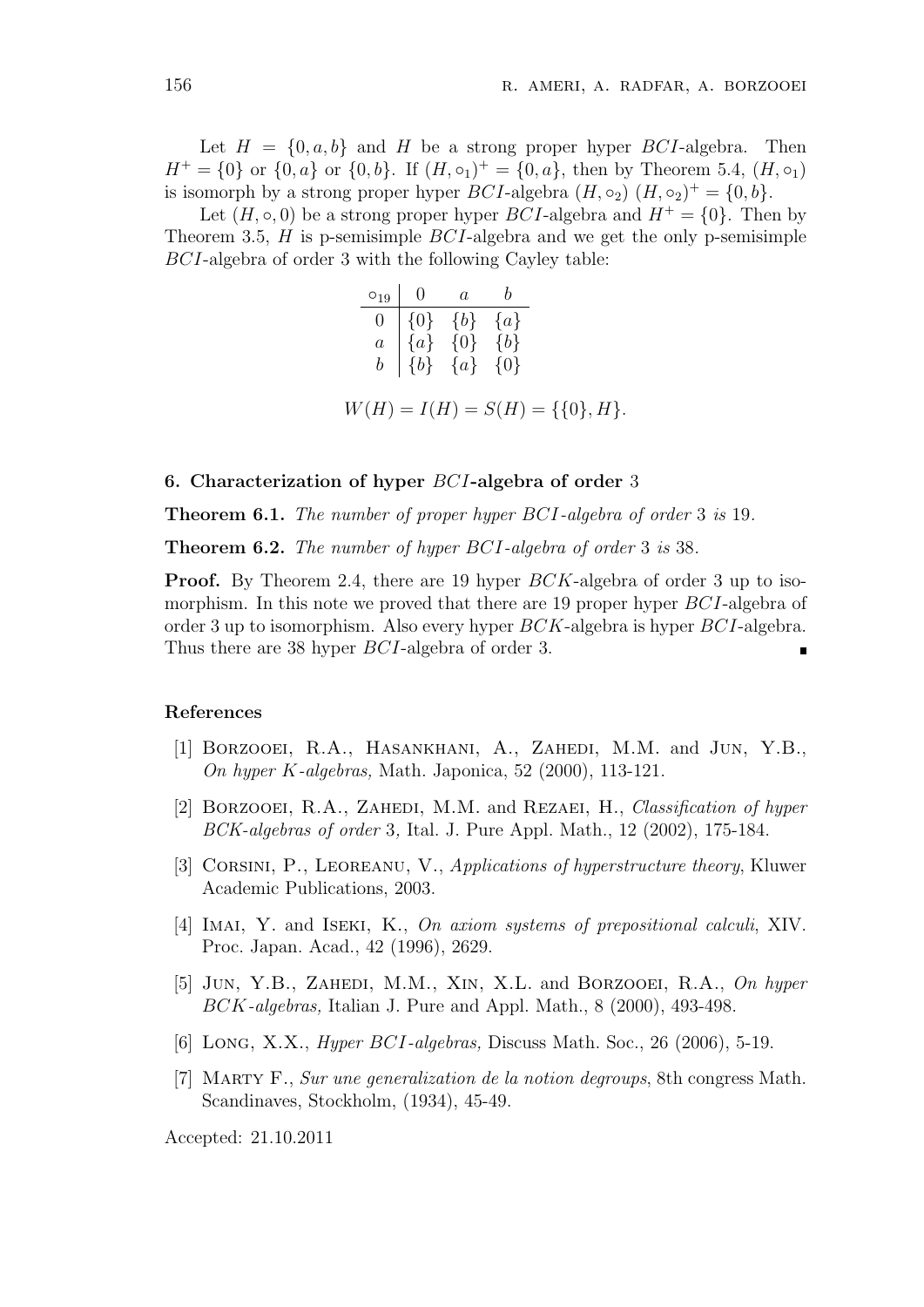Let $H = \{0, a, b\}$ and $H$ be a strong proper hyper $BCI$-algebra. Then $H^+ = \{0\}$ or $\{0, a\}$ or $\{0, b\}$. If $(H, \circ_1)^+ = \{0, a\}$, then by Theorem 5.4, $(H, \circ_1)$ is isomorph by a strong proper hyper $BCI$-algebra $(H, \circ_2)$ $(H, \circ_2)^+ = \{0, b\}$.

Let $(H, \circ, 0)$ be a strong proper hyper $BCI$-algebra and $H^+ = \{0\}$. Then by Theorem 3.5, $H$ is p-semisimple $BCI$-algebra and we get the only p-semisimple $BCI$-algebra of order 3 with the following Cayley table:

| $\circ_{19}$ | $0$ | $a$ | $b$ |
|---|---|---|---|
| $0$ | $\{0\}$ | $\{b\}$ | $\{a\}$ |
| $a$ | $\{a\}$ | $\{0\}$ | $\{b\}$ |
| $b$ | $\{b\}$ | $\{a\}$ | $\{0\}$ |

$$W(H) = I(H) = S(H) = \{\{0\}, H\}.$$

## 6. Characterization of hyper $BCI$-algebra of order 3

**Theorem 6.1.** *The number of proper hyper $BCI$-algebra of order 3 is 19.*

**Theorem 6.2.** *The number of hyper $BCI$-algebra of order 3 is 38.*

**Proof.** By Theorem 2.4, there are 19 hyper $BCK$-algebra of order 3 up to isomorphism. In this note we proved that there are 19 proper hyper $BCI$-algebra of order 3 up to isomorphism. Also every hyper $BCK$-algebra is hyper $BCI$-algebra. Thus there are 38 hyper $BCI$-algebra of order 3. ∎

## References

[1] Borzooei, R.A., Hasankhani, A., Zahedi, M.M. and Jun, Y.B., *On hyper K-algebras,* Math. Japonica, 52 (2000), 113-121.

[2] Borzooei, R.A., Zahedi, M.M. and Rezaei, H., *Classification of hyper BCK-algebras of order 3,* Ital. J. Pure Appl. Math., 12 (2002), 175-184.

[3] Corsini, P., Leoreanu, V., *Applications of hyperstructure theory*, Kluwer Academic Publications, 2003.

[4] Imai, Y. and Iseki, K., *On axiom systems of prepositional calculi*, XIV. Proc. Japan. Acad., 42 (1996), 2629.

[5] Jun, Y.B., Zahedi, M.M., Xin, X.L. and Borzooei, R.A., *On hyper BCK-algebras,* Italian J. Pure and Appl. Math., 8 (2000), 493-498.

[6] Long, X.X., *Hyper BCI-algebras,* Discuss Math. Soc., 26 (2006), 5-19.

[7] Marty F., *Sur une generalization de la notion degroups*, 8th congress Math. Scandinaves, Stockholm, (1934), 45-49.

Accepted: 21.10.2011